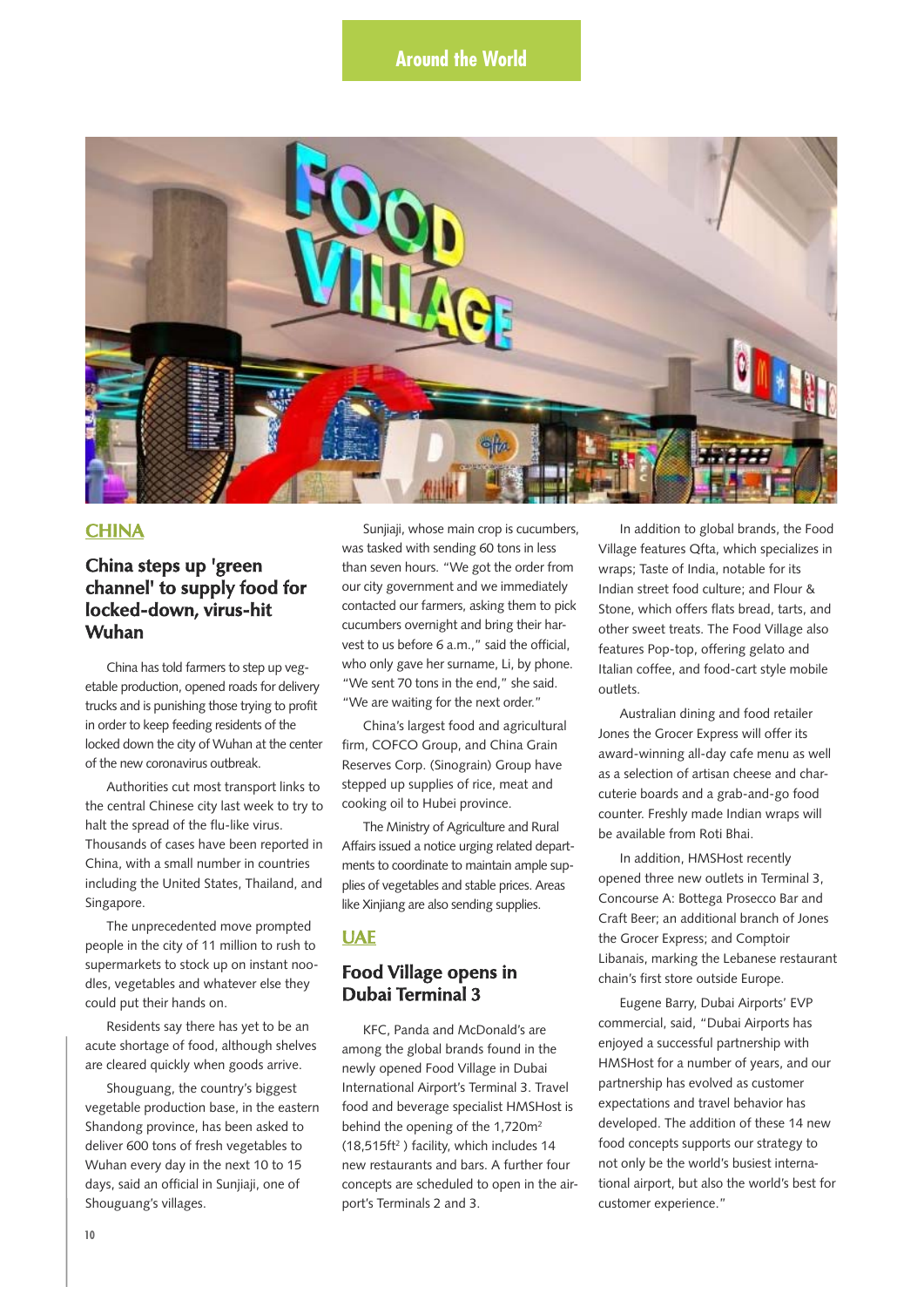## Around the World

### CHINA

## China steps up 'green channel' to supply food for locked-down, virus-hit Wuhan

China has told farmers to step up vegetable production, opened roads for delivery trucks and is punishing those trying to profit in order to keep feeding residents of the locked down the city of Wuhan at the center of the new coronavirus outbreak.

Authorities cut most transport links to the central Chinese city last week to try to halt the spread of the flu-like virus. Thousands of cases have been reported in China, with a small number in countries including the United States, Thailand, and Singapore.

The unprecedented move prompted people in the city of 11 million to rush to supermarkets to stock up on instant noodles, vegetables and whatever else they could put their hands on.

Residents say there has yet to be an acute shortage of food, although shelves are cleared quickly when goods arrive.

Shouguang, the country's biggest vegetable production base, in the eastern Shandong province, has been asked to deliver 600 tons of fresh vegetables to Wuhan every day in the next 10 to 15 days, said an official in Sunjiaji, one of Shouguang's villages.

Sunjiaji, whose main crop is cucumbers, was tasked with sending 60 tons in less than seven hours. "We got the order from our city government and we immediately contacted our farmers, asking them to pick cucumbers overnight and bring their harvest to us before 6 a.m.," said the official, who only gave her surname, Li, by phone. "We sent 70 tons in the end," she said. "We are waiting for the next order."

China's largest food and agricultural firm, COFCO Group, and China Grain Reserves Corp. (Sinograin) Group have stepped up supplies of rice, meat and cooking oil to Hubei province.

The Ministry of Agriculture and Rural Affairs issued a notice urging related departments to coordinate to maintain ample supplies of vegetables and stable prices. Areas like Xinjiang are also sending supplies.

### UAE

## Food Village opens in Dubai Terminal 3

KFC, Panda and McDonald's are among the global brands found in the newly opened Food Village in Dubai International Airport's Terminal 3. Travel food and beverage specialist HMSHost is behind the opening of the 1,720m$^2$ (18,515ft$^2$ ) facility, which includes 14 new restaurants and bars. A further four concepts are scheduled to open in the airport's Terminals 2 and 3.

In addition to global brands, the Food Village features Qfta, which specializes in wraps; Taste of India, notable for its Indian street food culture; and Flour & Stone, which offers flats bread, tarts, and other sweet treats. The Food Village also features Pop-top, offering gelato and Italian coffee, and food-cart style mobile outlets.

Australian dining and food retailer Jones the Grocer Express will offer its award-winning all-day cafe menu as well as a selection of artisan cheese and charcuterie boards and a grab-and-go food counter. Freshly made Indian wraps will be available from Roti Bhai.

In addition, HMSHost recently opened three new outlets in Terminal 3, Concourse A: Bottega Prosecco Bar and Craft Beer; an additional branch of Jones the Grocer Express; and Comptoir Libanais, marking the Lebanese restaurant chain's first store outside Europe.

Eugene Barry, Dubai Airports' EVP commercial, said, "Dubai Airports has enjoyed a successful partnership with HMSHost for a number of years, and our partnership has evolved as customer expectations and travel behavior has developed. The addition of these 14 new food concepts supports our strategy to not only be the world's busiest international airport, but also the world's best for customer experience."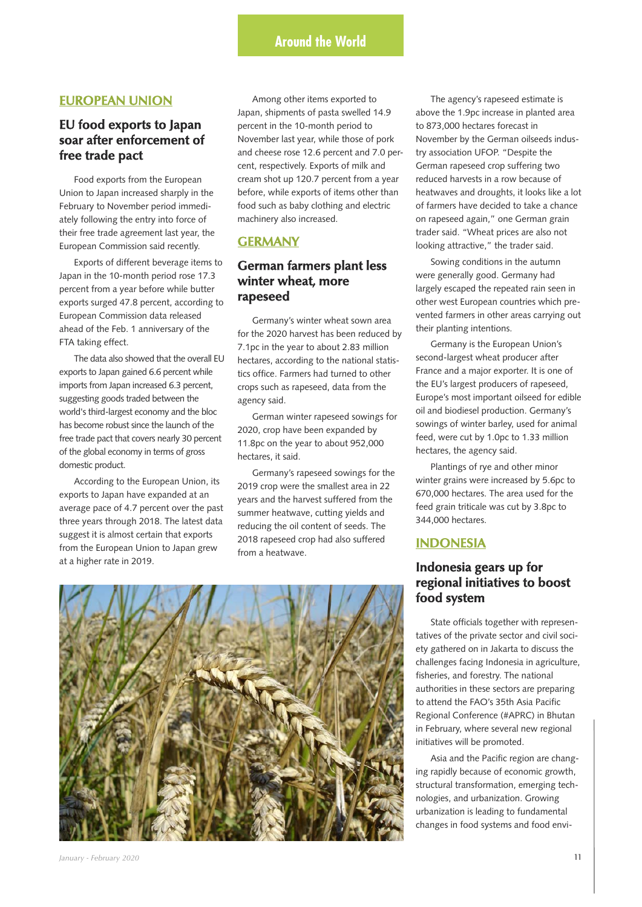## Around the World

### EUROPEAN UNION

## EU food exports to Japan soar after enforcement of free trade pact

Food exports from the European Union to Japan increased sharply in the February to November period immediately following the entry into force of their free trade agreement last year, the European Commission said recently.

Exports of different beverage items to Japan in the 10-month period rose 17.3 percent from a year before while butter exports surged 47.8 percent, according to European Commission data released ahead of the Feb. 1 anniversary of the FTA taking effect.

The data also showed that the overall EU exports to Japan gained 6.6 percent while imports from Japan increased 6.3 percent, suggesting goods traded between the world's third-largest economy and the bloc has become robust since the launch of the free trade pact that covers nearly 30 percent of the global economy in terms of gross domestic product.

According to the European Union, its exports to Japan have expanded at an average pace of 4.7 percent over the past three years through 2018. The latest data suggest it is almost certain that exports from the European Union to Japan grew at a higher rate in 2019.

Among other items exported to Japan, shipments of pasta swelled 14.9 percent in the 10-month period to November last year, while those of pork and cheese rose 12.6 percent and 7.0 percent, respectively. Exports of milk and cream shot up 120.7 percent from a year before, while exports of items other than food such as baby clothing and electric machinery also increased.

### GERMANY

## German farmers plant less winter wheat, more rapeseed

Germany's winter wheat sown area for the 2020 harvest has been reduced by 7.1pc in the year to about 2.83 million hectares, according to the national statistics office. Farmers had turned to other crops such as rapeseed, data from the agency said.

German winter rapeseed sowings for 2020, crop have been expanded by 11.8pc on the year to about 952,000 hectares, it said.

Germany's rapeseed sowings for the 2019 crop were the smallest area in 22 years and the harvest suffered from the summer heatwave, cutting yields and reducing the oil content of seeds. The 2018 rapeseed crop had also suffered from a heatwave.

The agency's rapeseed estimate is above the 1.9pc increase in planted area to 873,000 hectares forecast in November by the German oilseeds industry association UFOP. "Despite the German rapeseed crop suffering two reduced harvests in a row because of heatwaves and droughts, it looks like a lot of farmers have decided to take a chance on rapeseed again," one German grain trader said. "Wheat prices are also not looking attractive," the trader said.

Sowing conditions in the autumn were generally good. Germany had largely escaped the repeated rain seen in other west European countries which prevented farmers in other areas carrying out their planting intentions.

Germany is the European Union's second-largest wheat producer after France and a major exporter. It is one of the EU's largest producers of rapeseed, Europe's most important oilseed for edible oil and biodiesel production. Germany's sowings of winter barley, used for animal feed, were cut by 1.0pc to 1.33 million hectares, the agency said.

Plantings of rye and other minor winter grains were increased by 5.6pc to 670,000 hectares. The area used for the feed grain triticale was cut by 3.8pc to 344,000 hectares.

### INDONESIA

## Indonesia gears up for regional initiatives to boost food system

State officials together with representatives of the private sector and civil society gathered on in Jakarta to discuss the challenges facing Indonesia in agriculture, fisheries, and forestry. The national authorities in these sectors are preparing to attend the FAO's 35th Asia Pacific Regional Conference (#APRC) in Bhutan in February, where several new regional initiatives will be promoted.

Asia and the Pacific region are changing rapidly because of economic growth, structural transformation, emerging technologies, and urbanization. Growing urbanization is leading to fundamental changes in food systems and food envi-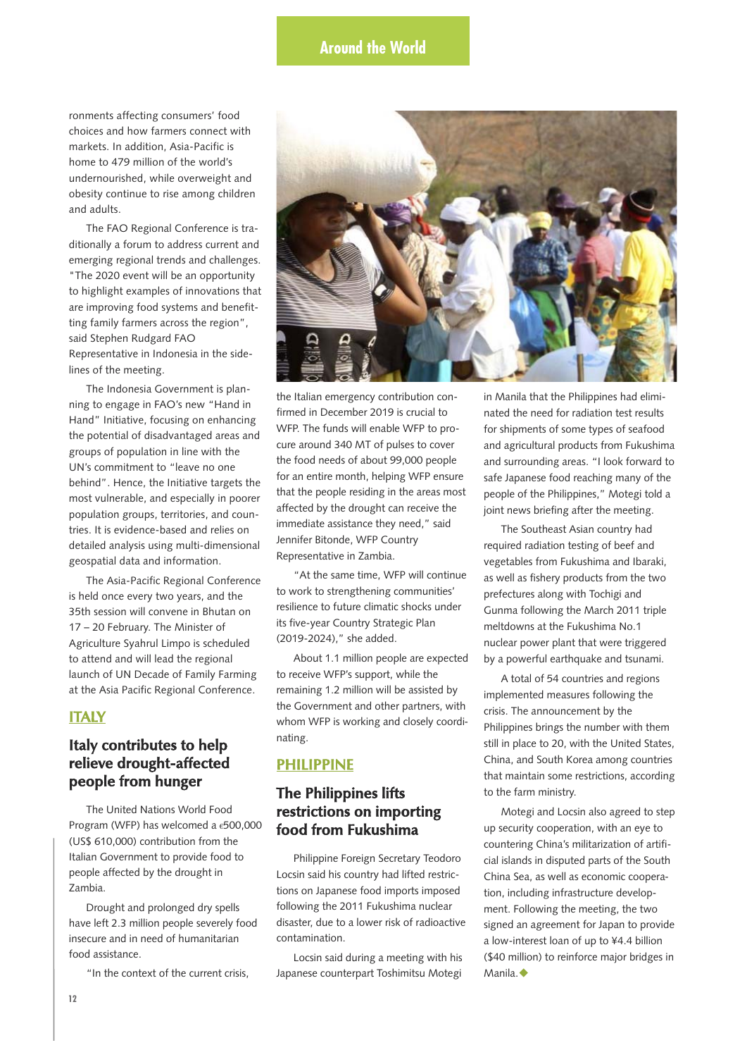ronments affecting consumers' food choices and how farmers connect with markets. In addition, Asia-Pacific is home to 479 million of the world's undernourished, while overweight and obesity continue to rise among children and adults.

The FAO Regional Conference is traditionally a forum to address current and emerging regional trends and challenges. "The 2020 event will be an opportunity to highlight examples of innovations that are improving food systems and benefitting family farmers across the region", said Stephen Rudgard FAO Representative in Indonesia in the sidelines of the meeting.

The Indonesia Government is planning to engage in FAO's new "Hand in Hand" Initiative, focusing on enhancing the potential of disadvantaged areas and groups of population in line with the UN's commitment to "leave no one behind". Hence, the Initiative targets the most vulnerable, and especially in poorer population groups, territories, and countries. It is evidence-based and relies on detailed analysis using multi-dimensional geospatial data and information.

The Asia-Pacific Regional Conference is held once every two years, and the 35th session will convene in Bhutan on 17 – 20 February. The Minister of Agriculture Syahrul Limpo is scheduled to attend and will lead the regional launch of UN Decade of Family Farming at the Asia Pacific Regional Conference.

## ITALY

### Italy contributes to help relieve drought-affected people from hunger

The United Nations World Food Program (WFP) has welcomed a €500,000 (US$ 610,000) contribution from the Italian Government to provide food to people affected by the drought in Zambia.

Drought and prolonged dry spells have left 2.3 million people severely food insecure and in need of humanitarian food assistance.

"In the context of the current crisis, the Italian emergency contribution confirmed in December 2019 is crucial to WFP. The funds will enable WFP to procure around 340 MT of pulses to cover the food needs of about 99,000 people for an entire month, helping WFP ensure that the people residing in the areas most affected by the drought can receive the immediate assistance they need," said Jennifer Bitonde, WFP Country Representative in Zambia.

"At the same time, WFP will continue to work to strengthening communities' resilience to future climatic shocks under its five-year Country Strategic Plan (2019-2024)," she added.

About 1.1 million people are expected to receive WFP's support, while the remaining 1.2 million will be assisted by the Government and other partners, with whom WFP is working and closely coordinating.

## PHILIPPINE

### The Philippines lifts restrictions on importing food from Fukushima

Philippine Foreign Secretary Teodoro Locsin said his country had lifted restrictions on Japanese food imports imposed following the 2011 Fukushima nuclear disaster, due to a lower risk of radioactive contamination.

Locsin said during a meeting with his Japanese counterpart Toshimitsu Motegi in Manila that the Philippines had eliminated the need for radiation test results for shipments of some types of seafood and agricultural products from Fukushima and surrounding areas. "I look forward to safe Japanese food reaching many of the people of the Philippines," Motegi told a joint news briefing after the meeting.

The Southeast Asian country had required radiation testing of beef and vegetables from Fukushima and Ibaraki, as well as fishery products from the two prefectures along with Tochigi and Gunma following the March 2011 triple meltdowns at the Fukushima No.1 nuclear power plant that were triggered by a powerful earthquake and tsunami.

A total of 54 countries and regions implemented measures following the crisis. The announcement by the Philippines brings the number with them still in place to 20, with the United States, China, and South Korea among countries that maintain some restrictions, according to the farm ministry.

Motegi and Locsin also agreed to step up security cooperation, with an eye to countering China's militarization of artificial islands in disputed parts of the South China Sea, as well as economic cooperation, including infrastructure development. Following the meeting, the two signed an agreement for Japan to provide a low-interest loan of up to ¥4.4 billion ($40 million) to reinforce major bridges in Manila.◆